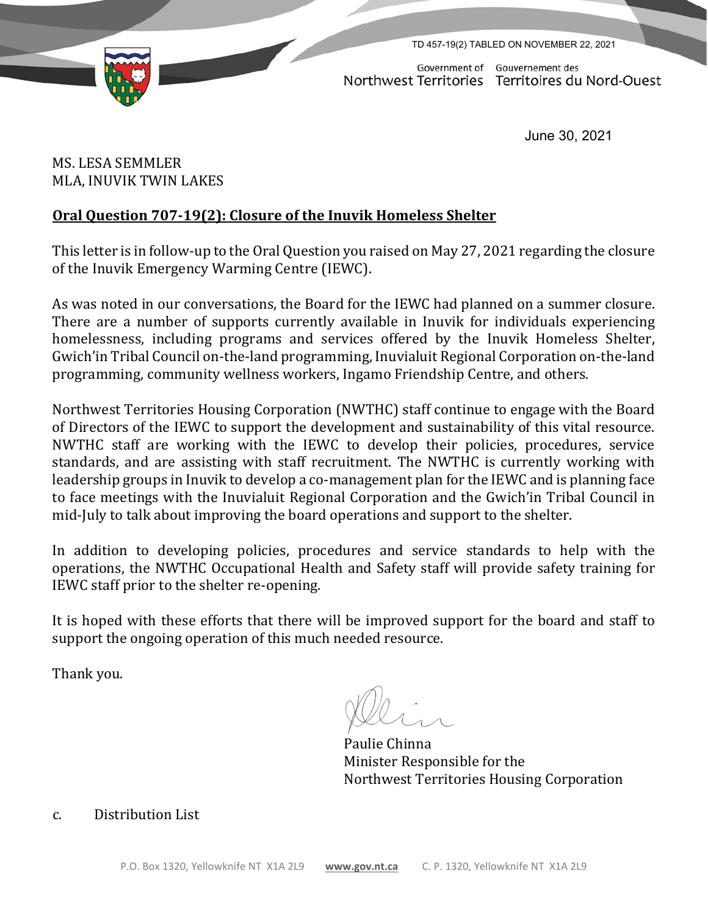TD 457-19(2) TABLED ON NOVEMBER 22, 2021

Government of Northwest Territories / Gouvernement des Territoires du Nord-Ouest

June 30, 2021

MS. LESA SEMMLER
MLA, INUVIK TWIN LAKES

**Oral Question 707-19(2): Closure of the Inuvik Homeless Shelter**

This letter is in follow-up to the Oral Question you raised on May 27, 2021 regarding the closure of the Inuvik Emergency Warming Centre (IEWC).

As was noted in our conversations, the Board for the IEWC had planned on a summer closure. There are a number of supports currently available in Inuvik for individuals experiencing homelessness, including programs and services offered by the Inuvik Homeless Shelter, Gwich'in Tribal Council on-the-land programming, Inuvialuit Regional Corporation on-the-land programming, community wellness workers, Ingamo Friendship Centre, and others.

Northwest Territories Housing Corporation (NWTHC) staff continue to engage with the Board of Directors of the IEWC to support the development and sustainability of this vital resource. NWTHC staff are working with the IEWC to develop their policies, procedures, service standards, and are assisting with staff recruitment. The NWTHC is currently working with leadership groups in Inuvik to develop a co-management plan for the IEWC and is planning face to face meetings with the Inuvialuit Regional Corporation and the Gwich'in Tribal Council in mid-July to talk about improving the board operations and support to the shelter.

In addition to developing policies, procedures and service standards to help with the operations, the NWTHC Occupational Health and Safety staff will provide safety training for IEWC staff prior to the shelter re-opening.

It is hoped with these efforts that there will be improved support for the board and staff to support the ongoing operation of this much needed resource.

Thank you.

Paulie Chinna
Minister Responsible for the
Northwest Territories Housing Corporation

c. Distribution List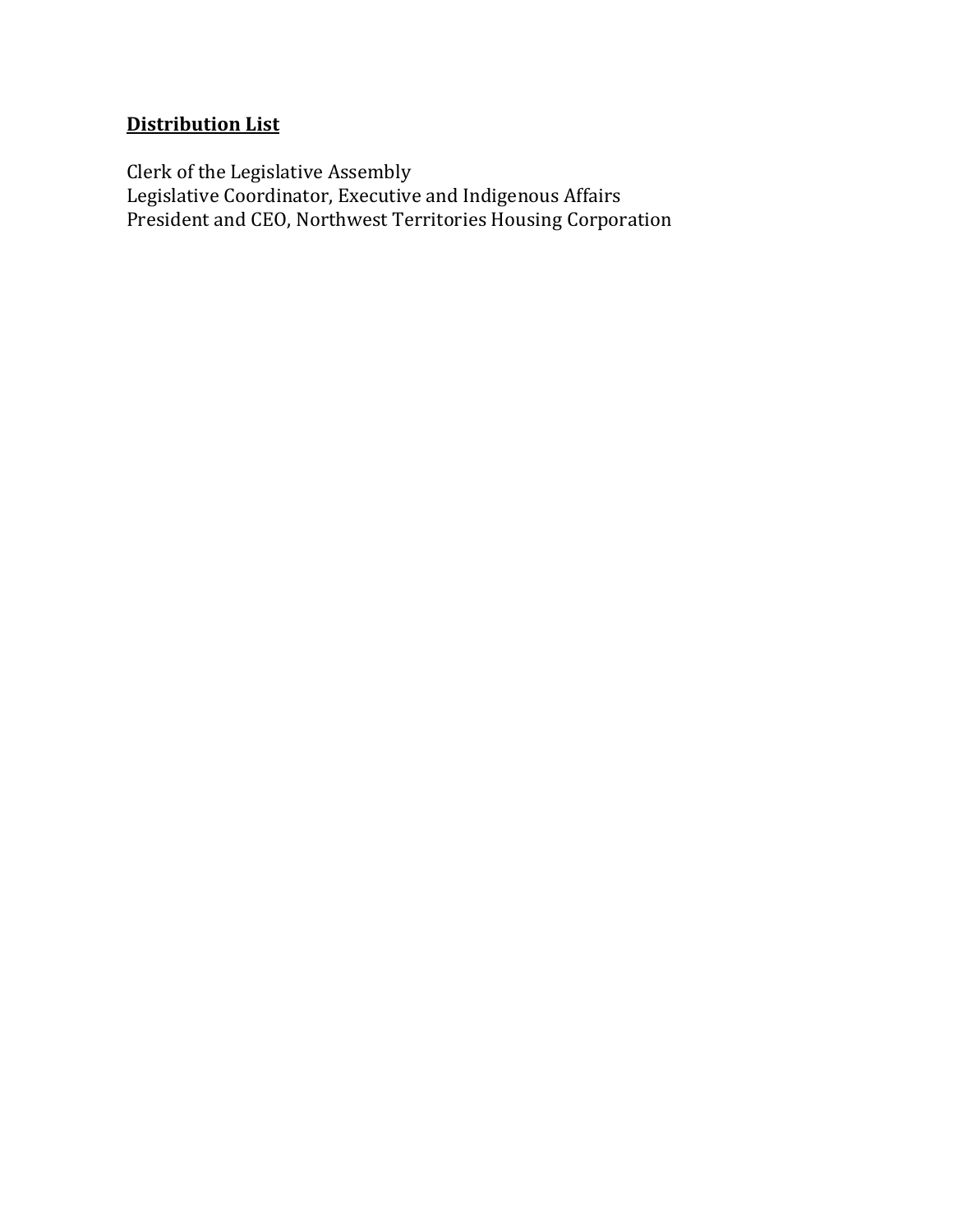**<u>Distribution List</u>**

Clerk of the Legislative Assembly
Legislative Coordinator, Executive and Indigenous Affairs
President and CEO, Northwest Territories Housing Corporation